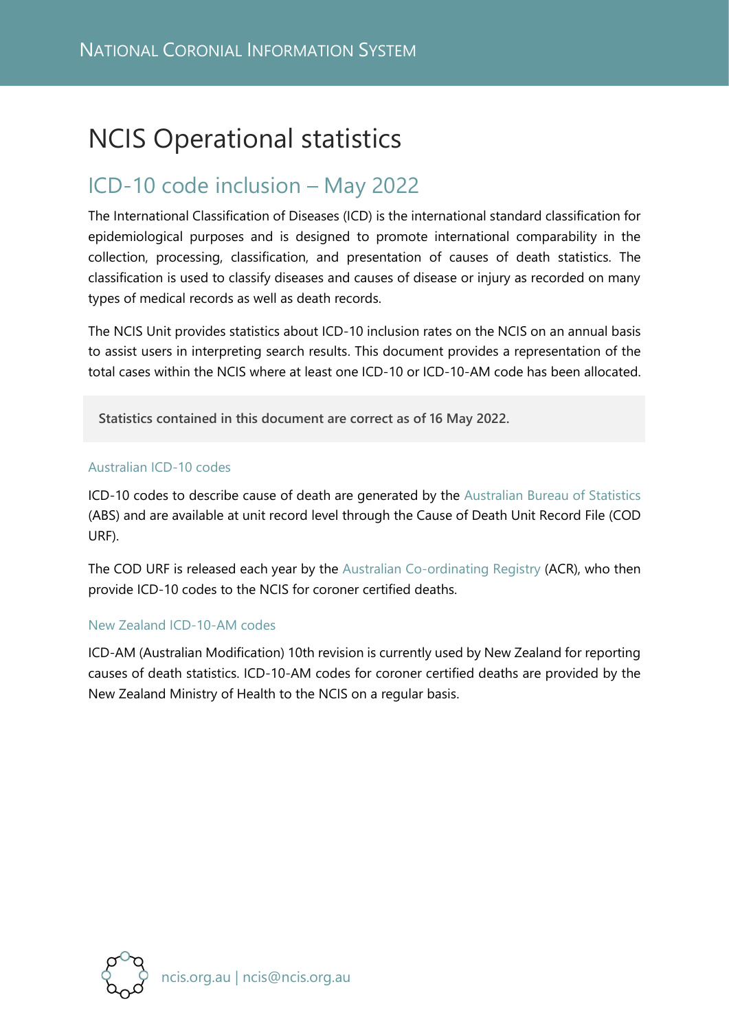# NCIS Operational statistics

## ICD-10 code inclusion – May 2022

The International Classification of Diseases (ICD) is the international standard classification for epidemiological purposes and is designed to promote international comparability in the collection, processing, classification, and presentation of causes of death statistics. The classification is used to classify diseases and causes of disease or injury as recorded on many types of medical records as well as death records.

The NCIS Unit provides statistics about ICD-10 inclusion rates on the NCIS on an annual basis to assist users in interpreting search results. This document provides a representation of the total cases within the NCIS where at least one ICD-10 or ICD-10-AM code has been allocated.

**Statistics contained in this document are correct as of 16 May 2022.**

### Australian ICD-10 codes

ICD-10 codes to describe cause of death are generated by the Australian Bureau of Statistics (ABS) and are available at unit record level through the Cause of Death Unit Record File (COD URF).

The COD URF is released each year by the Australian Co-ordinating Registry (ACR), who then provide ICD-10 codes to the NCIS for coroner certified deaths.

### New Zealand ICD-10-AM codes

ICD-AM (Australian Modification) 10th revision is currently used by New Zealand for reporting causes of death statistics. ICD-10-AM codes for coroner certified deaths are provided by the New Zealand Ministry of Health to the NCIS on a regular basis.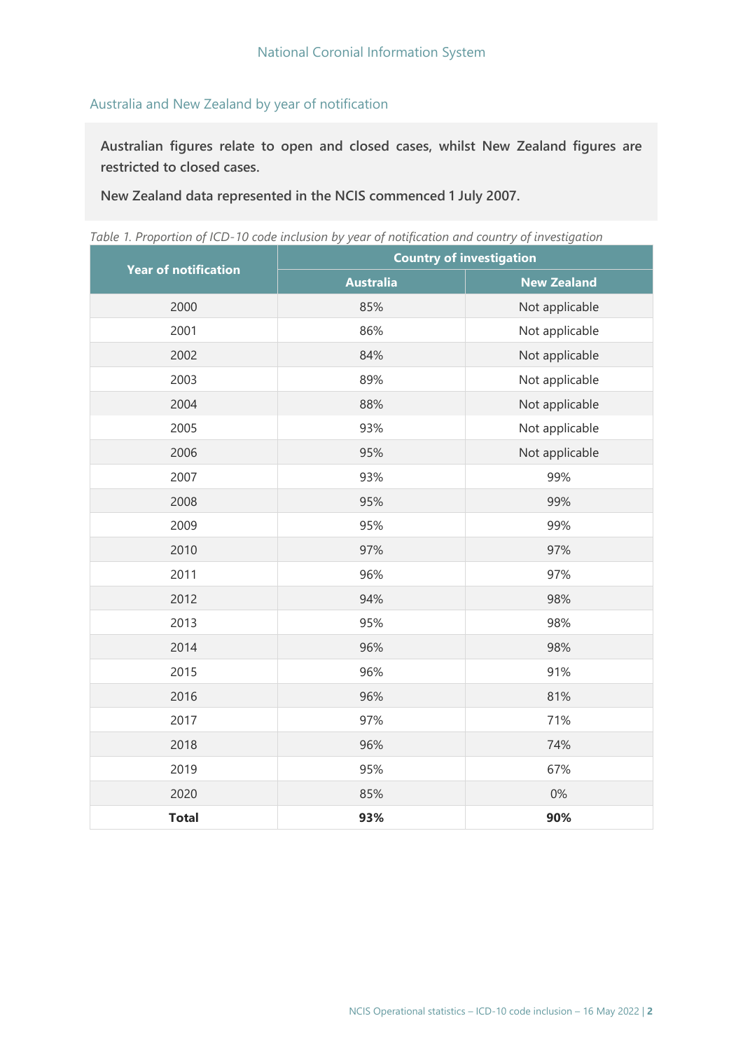## Australia and New Zealand by year of notification

**Australian figures relate to open and closed cases, whilst New Zealand figures are restricted to closed cases.**

**New Zealand data represented in the NCIS commenced 1 July 2007.**

*Table 1. Proportion of ICD-10 code inclusion by year of notification and country of investigation*

| Year of notification | Country of investigation | |
|---|---|---|
| | Australia | New Zealand |
| 2000 | 85% | Not applicable |
| 2001 | 86% | Not applicable |
| 2002 | 84% | Not applicable |
| 2003 | 89% | Not applicable |
| 2004 | 88% | Not applicable |
| 2005 | 93% | Not applicable |
| 2006 | 95% | Not applicable |
| 2007 | 93% | 99% |
| 2008 | 95% | 99% |
| 2009 | 95% | 99% |
| 2010 | 97% | 97% |
| 2011 | 96% | 97% |
| 2012 | 94% | 98% |
| 2013 | 95% | 98% |
| 2014 | 96% | 98% |
| 2015 | 96% | 91% |
| 2016 | 96% | 81% |
| 2017 | 97% | 71% |
| 2018 | 96% | 74% |
| 2019 | 95% | 67% |
| 2020 | 85% | 0% |
| **Total** | **93%** | **90%** |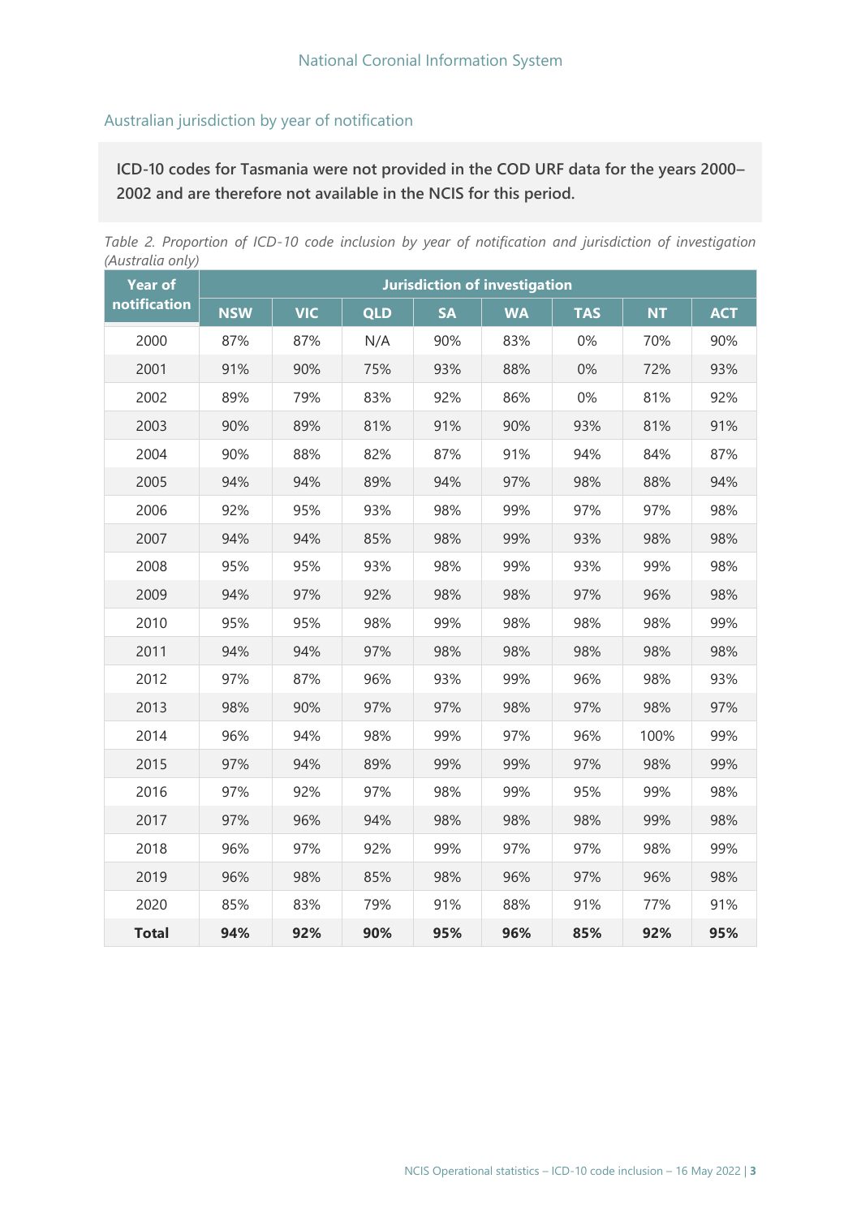## Australian jurisdiction by year of notification

**ICD-10 codes for Tasmania were not provided in the COD URF data for the years 2000–2002 and are therefore not available in the NCIS for this period.**

*Table 2. Proportion of ICD-10 code inclusion by year of notification and jurisdiction of investigation (Australia only)*

| Year of notification | Jurisdiction of investigation | | | | | | | |
|---|---|---|---|---|---|---|---|---|
| | NSW | VIC | QLD | SA | WA | TAS | NT | ACT |
| 2000 | 87% | 87% | N/A | 90% | 83% | 0% | 70% | 90% |
| 2001 | 91% | 90% | 75% | 93% | 88% | 0% | 72% | 93% |
| 2002 | 89% | 79% | 83% | 92% | 86% | 0% | 81% | 92% |
| 2003 | 90% | 89% | 81% | 91% | 90% | 93% | 81% | 91% |
| 2004 | 90% | 88% | 82% | 87% | 91% | 94% | 84% | 87% |
| 2005 | 94% | 94% | 89% | 94% | 97% | 98% | 88% | 94% |
| 2006 | 92% | 95% | 93% | 98% | 99% | 97% | 97% | 98% |
| 2007 | 94% | 94% | 85% | 98% | 99% | 93% | 98% | 98% |
| 2008 | 95% | 95% | 93% | 98% | 99% | 93% | 99% | 98% |
| 2009 | 94% | 97% | 92% | 98% | 98% | 97% | 96% | 98% |
| 2010 | 95% | 95% | 98% | 99% | 98% | 98% | 98% | 99% |
| 2011 | 94% | 94% | 97% | 98% | 98% | 98% | 98% | 98% |
| 2012 | 97% | 87% | 96% | 93% | 99% | 96% | 98% | 93% |
| 2013 | 98% | 90% | 97% | 97% | 98% | 97% | 98% | 97% |
| 2014 | 96% | 94% | 98% | 99% | 97% | 96% | 100% | 99% |
| 2015 | 97% | 94% | 89% | 99% | 99% | 97% | 98% | 99% |
| 2016 | 97% | 92% | 97% | 98% | 99% | 95% | 99% | 98% |
| 2017 | 97% | 96% | 94% | 98% | 98% | 98% | 99% | 98% |
| 2018 | 96% | 97% | 92% | 99% | 97% | 97% | 98% | 99% |
| 2019 | 96% | 98% | 85% | 98% | 96% | 97% | 96% | 98% |
| 2020 | 85% | 83% | 79% | 91% | 88% | 91% | 77% | 91% |
| **Total** | **94%** | **92%** | **90%** | **95%** | **96%** | **85%** | **92%** | **95%** |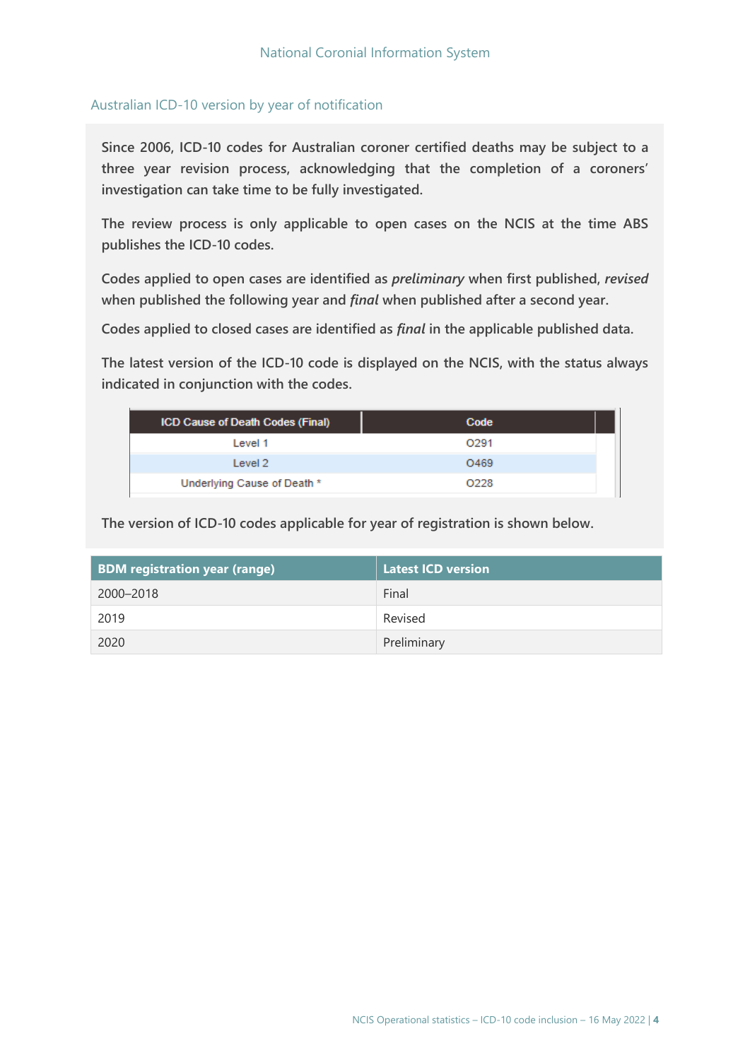## Australian ICD-10 version by year of notification

**Since 2006, ICD-10 codes for Australian coroner certified deaths may be subject to a three year revision process, acknowledging that the completion of a coroners' investigation can take time to be fully investigated.**

**The review process is only applicable to open cases on the NCIS at the time ABS publishes the ICD-10 codes.**

**Codes applied to open cases are identified as *preliminary* when first published, *revised* when published the following year and *final* when published after a second year.**

**Codes applied to closed cases are identified as *final* in the applicable published data.**

**The latest version of the ICD-10 code is displayed on the NCIS, with the status always indicated in conjunction with the codes.**

| ICD Cause of Death Codes (Final) | Code |
|---|---|
| Level 1 | O291 |
| Level 2 | O469 |
| Underlying Cause of Death * | O228 |

**The version of ICD-10 codes applicable for year of registration is shown below.**

| BDM registration year (range) | Latest ICD version |
|---|---|
| 2000–2018 | Final |
| 2019 | Revised |
| 2020 | Preliminary |